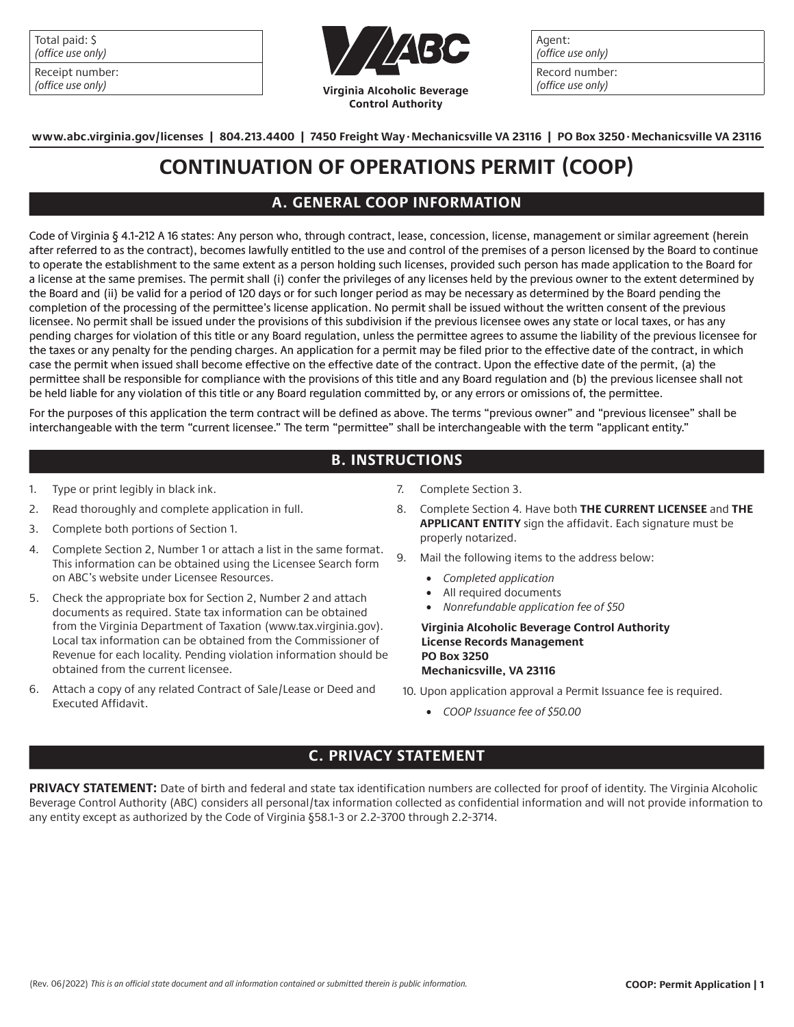| Total paid: $ *(office use only)* | Agent: *(office use only)* |
| --- | --- |
| Receipt number: *(office use only)* | Record number: *(office use only)* |

**Virginia Alcoholic Beverage Control Authority**

**www.abc.virginia.gov/licenses | 804.213.4400 | 7450 Freight Way · Mechanicsville VA 23116 | PO Box 3250 · Mechanicsville VA 23116**

# CONTINUATION OF OPERATIONS PERMIT (COOP)

## A. GENERAL COOP INFORMATION

Code of Virginia § 4.1-212 A 16 states: Any person who, through contract, lease, concession, license, management or similar agreement (herein after referred to as the contract), becomes lawfully entitled to the use and control of the premises of a person licensed by the Board to continue to operate the establishment to the same extent as a person holding such licenses, provided such person has made application to the Board for a license at the same premises. The permit shall (i) confer the privileges of any licenses held by the previous owner to the extent determined by the Board and (ii) be valid for a period of 120 days or for such longer period as may be necessary as determined by the Board pending the completion of the processing of the permittee's license application. No permit shall be issued without the written consent of the previous licensee. No permit shall be issued under the provisions of this subdivision if the previous licensee owes any state or local taxes, or has any pending charges for violation of this title or any Board regulation, unless the permittee agrees to assume the liability of the previous licensee for the taxes or any penalty for the pending charges. An application for a permit may be filed prior to the effective date of the contract, in which case the permit when issued shall become effective on the effective date of the contract. Upon the effective date of the permit, (a) the permittee shall be responsible for compliance with the provisions of this title and any Board regulation and (b) the previous licensee shall not be held liable for any violation of this title or any Board regulation committed by, or any errors or omissions of, the permittee.

For the purposes of this application the term contract will be defined as above. The terms "previous owner" and "previous licensee" shall be interchangeable with the term "current licensee." The term "permittee" shall be interchangeable with the term "applicant entity."

## B. INSTRUCTIONS

1. Type or print legibly in black ink.
2. Read thoroughly and complete application in full.
3. Complete both portions of Section 1.
4. Complete Section 2, Number 1 or attach a list in the same format. This information can be obtained using the Licensee Search form on ABC's website under Licensee Resources.
5. Check the appropriate box for Section 2, Number 2 and attach documents as required. State tax information can be obtained from the Virginia Department of Taxation (www.tax.virginia.gov). Local tax information can be obtained from the Commissioner of Revenue for each locality. Pending violation information should be obtained from the current licensee.
6. Attach a copy of any related Contract of Sale/Lease or Deed and Executed Affidavit.
7. Complete Section 3.
8. Complete Section 4. Have both **THE CURRENT LICENSEE** and **THE APPLICANT ENTITY** sign the affidavit. Each signature must be properly notarized.
9. Mail the following items to the address below:
   - *Completed application*
   - All required documents
   - *Nonrefundable application fee of $50*

   **Virginia Alcoholic Beverage Control Authority**
   **License Records Management**
   **PO Box 3250**
   **Mechanicsville, VA 23116**
10. Upon application approval a Permit Issuance fee is required.
    - *COOP Issuance fee of $50.00*

## C. PRIVACY STATEMENT

**PRIVACY STATEMENT:** Date of birth and federal and state tax identification numbers are collected for proof of identity. The Virginia Alcoholic Beverage Control Authority (ABC) considers all personal/tax information collected as confidential information and will not provide information to any entity except as authorized by the Code of Virginia §58.1-3 or 2.2-3700 through 2.2-3714.

(Rev. 06/2022) *This is an official state document and all information contained or submitted therein is public information.*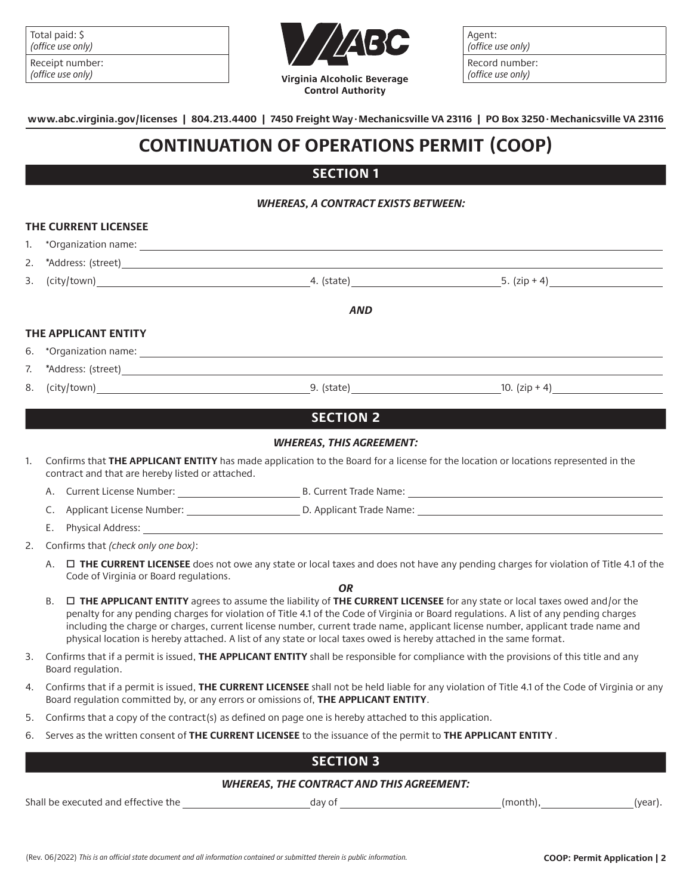Total paid: $
*(office use only)*

Receipt number:
*(office use only)*

**Virginia Alcoholic Beverage Control Authority**

Agent:
*(office use only)*

Record number:
*(office use only)*

**www.abc.virginia.gov/licenses | 804.213.4400 | 7450 Freight Way · Mechanicsville VA 23116 | PO Box 3250 · Mechanicsville VA 23116**

# CONTINUATION OF OPERATIONS PERMIT (COOP)

## SECTION 1

***WHEREAS, A CONTRACT EXISTS BETWEEN:***

**THE CURRENT LICENSEE**

1. *Organization name: ______________________
2. *Address: (street) ______________________
3. (city/town) ______________________ 4. (state) ______________________ 5. (zip + 4) ______________________

***AND***

**THE APPLICANT ENTITY**

6. *Organization name: ______________________
7. *Address: (street) ______________________
8. (city/town) ______________________ 9. (state) ______________________ 10. (zip + 4) ______________________

## SECTION 2

***WHEREAS, THIS AGREEMENT:***

1. Confirms that **THE APPLICANT ENTITY** has made application to the Board for a license for the location or locations represented in the contract and that are hereby listed or attached.
   - A. Current License Number: ______________________ B. Current Trade Name: ______________________
   - C. Applicant License Number: ______________________ D. Applicant Trade Name: ______________________
   - E. Physical Address: ______________________
2. Confirms that *(check only one box)*:
   - A. ☐ **THE CURRENT LICENSEE** does not owe any state or local taxes and does not have any pending charges for violation of Title 4.1 of the Code of Virginia or Board regulations.

     ***OR***
   - B. ☐ **THE APPLICANT ENTITY** agrees to assume the liability of **THE CURRENT LICENSEE** for any state or local taxes owed and/or the penalty for any pending charges for violation of Title 4.1 of the Code of Virginia or Board regulations. A list of any pending charges including the charge or charges, current license number, current trade name, applicant license number, applicant trade name and physical location is hereby attached. A list of any state or local taxes owed is hereby attached in the same format.
3. Confirms that if a permit is issued, **THE APPLICANT ENTITY** shall be responsible for compliance with the provisions of this title and any Board regulation.
4. Confirms that if a permit is issued, **THE CURRENT LICENSEE** shall not be held liable for any violation of Title 4.1 of the Code of Virginia or any Board regulation committed by, or any errors or omissions of, **THE APPLICANT ENTITY**.
5. Confirms that a copy of the contract(s) as defined on page one is hereby attached to this application.
6. Serves as the written consent of **THE CURRENT LICENSEE** to the issuance of the permit to **THE APPLICANT ENTITY** .

## SECTION 3

***WHEREAS, THE CONTRACT AND THIS AGREEMENT:***

Shall be executed and effective the ______________________ day of ______________________ (month), ______________________ (year).

(Rev. 06/2022) *This is an official state document and all information contained or submitted therein is public information.*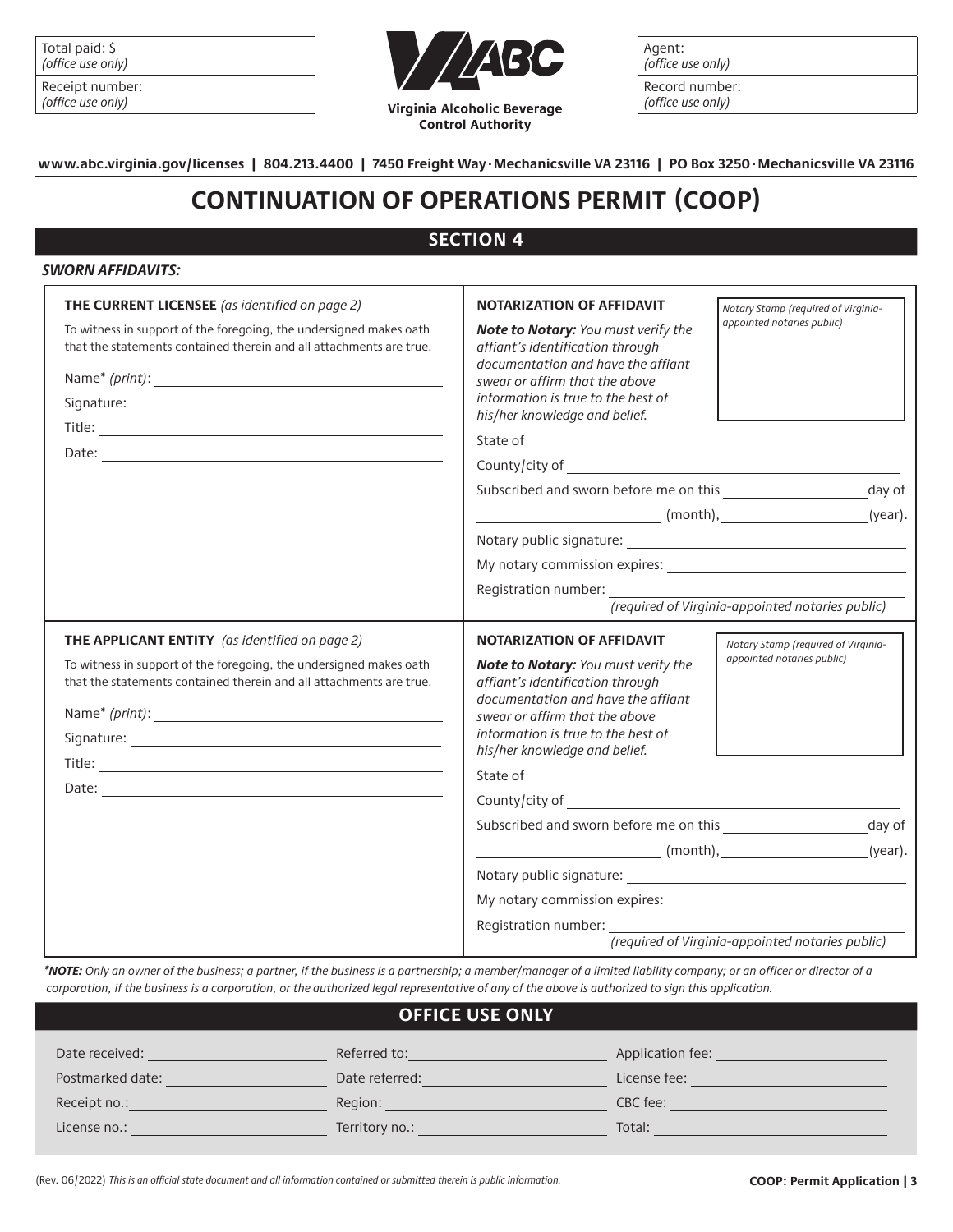| | |
|---|---|
| Total paid: $ *(office use only)* | Agent: *(office use only)* |
| Receipt number: *(office use only)* | Record number: *(office use only)* |

**Virginia Alcoholic Beverage Control Authority**

**www.abc.virginia.gov/licenses | 804.213.4400 | 7450 Freight Way · Mechanicsville VA 23116 | PO Box 3250 · Mechanicsville VA 23116**

# CONTINUATION OF OPERATIONS PERMIT (COOP)

## SECTION 4

***SWORN AFFIDAVITS:***

**THE CURRENT LICENSEE** *(as identified on page 2)*

To witness in support of the foregoing, the undersigned makes oath that the statements contained therein and all attachments are true.

Name* *(print)*: ____________________

Signature: ____________________

Title: ____________________

Date: ____________________

**NOTARIZATION OF AFFIDAVIT**

***Note to Notary:*** *You must verify the affiant's identification through documentation and have the affiant swear or affirm that the above information is true to the best of his/her knowledge and belief.*

*Notary Stamp (required of Virginia-appointed notaries public)*

State of ____________________

County/city of ____________________

Subscribed and sworn before me on this ____________ day of ____________ (month), ____________ (year).

Notary public signature: ____________________

My notary commission expires: ____________________

Registration number: ____________________ *(required of Virginia-appointed notaries public)*

**THE APPLICANT ENTITY** *(as identified on page 2)*

To witness in support of the foregoing, the undersigned makes oath that the statements contained therein and all attachments are true.

Name* *(print)*: ____________________

Signature: ____________________

Title: ____________________

Date: ____________________

**NOTARIZATION OF AFFIDAVIT**

***Note to Notary:*** *You must verify the affiant's identification through documentation and have the affiant swear or affirm that the above information is true to the best of his/her knowledge and belief.*

*Notary Stamp (required of Virginia-appointed notaries public)*

State of ____________________

County/city of ____________________

Subscribed and sworn before me on this ____________ day of ____________ (month), ____________ (year).

Notary public signature: ____________________

My notary commission expires: ____________________

Registration number: ____________________ *(required of Virginia-appointed notaries public)*

****NOTE:*** *Only an owner of the business; a partner, if the business is a partnership; a member/manager of a limited liability company; or an officer or director of a corporation, if the business is a corporation, or the authorized legal representative of any of the above is authorized to sign this application.*

## OFFICE USE ONLY

| | | |
|---|---|---|
| Date received: | Referred to: | Application fee: |
| Postmarked date: | Date referred: | License fee: |
| Receipt no.: | Region: | CBC fee: |
| License no.: | Territory no.: | Total: |

(Rev. 06/2022) *This is an official state document and all information contained or submitted therein is public information.*